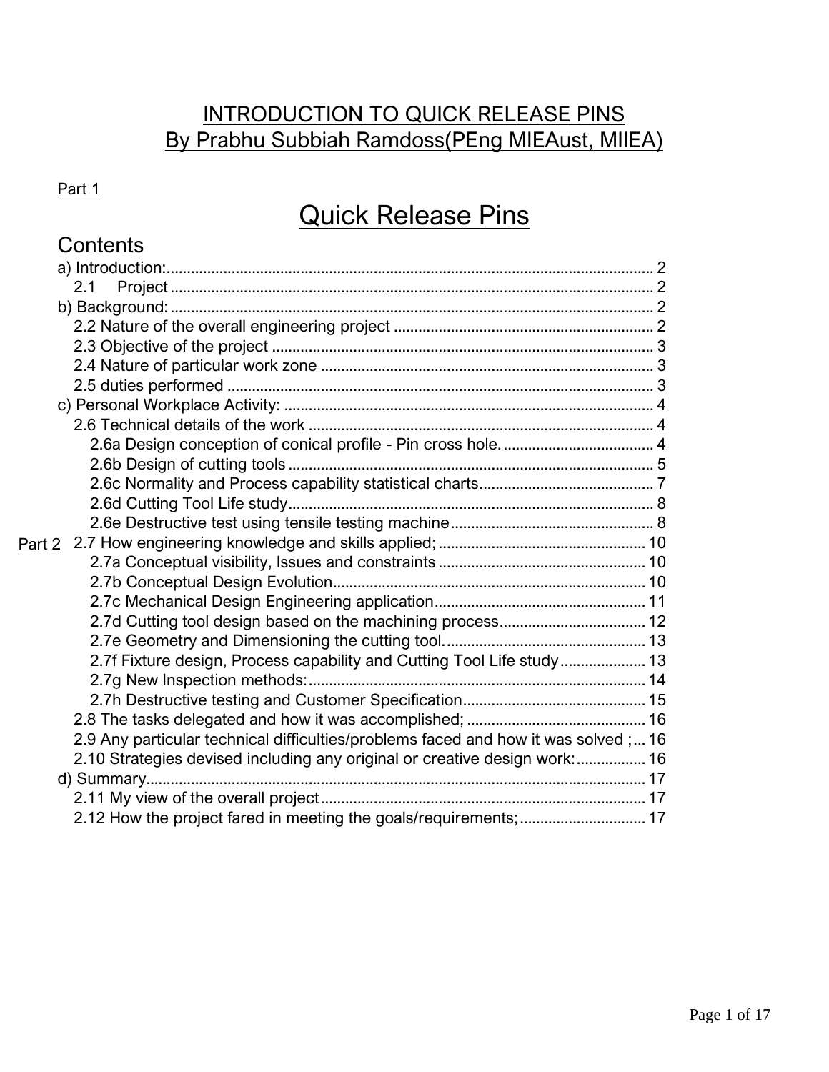# INTRODUCTION TO QUICK RELEASE PINS
## By Prabhu Subbiah Ramdoss(PEng MIEAust, MIIEA)

Part 1

# Quick Release Pins

## Contents

- a) Introduction: 2
  - 2.1 Project 2
- b) Background: 2
  - 2.2 Nature of the overall engineering project 2
  - 2.3 Objective of the project 3
  - 2.4 Nature of particular work zone 3
  - 2.5 duties performed 3
- c) Personal Workplace Activity: 4
  - 2.6 Technical details of the work 4
    - 2.6a Design conception of conical profile - Pin cross hole. 4
    - 2.6b Design of cutting tools 5
    - 2.6c Normality and Process capability statistical charts 7
    - 2.6d Cutting Tool Life study 8
    - 2.6e Destructive test using tensile testing machine 8

Part 2

  - 2.7 How engineering knowledge and skills applied; 10
    - 2.7a Conceptual visibility, Issues and constraints 10
    - 2.7b Conceptual Design Evolution 10
    - 2.7c Mechanical Design Engineering application 11
    - 2.7d Cutting tool design based on the machining process 12
    - 2.7e Geometry and Dimensioning the cutting tool. 13
    - 2.7f Fixture design, Process capability and Cutting Tool Life study 13
    - 2.7g New Inspection methods: 14
    - 2.7h Destructive testing and Customer Specification 15
  - 2.8 The tasks delegated and how it was accomplished; 16
  - 2.9 Any particular technical difficulties/problems faced and how it was solved ; 16
  - 2.10 Strategies devised including any original or creative design work: 16
- d) Summary 17
  - 2.11 My view of the overall project 17
  - 2.12 How the project fared in meeting the goals/requirements; 17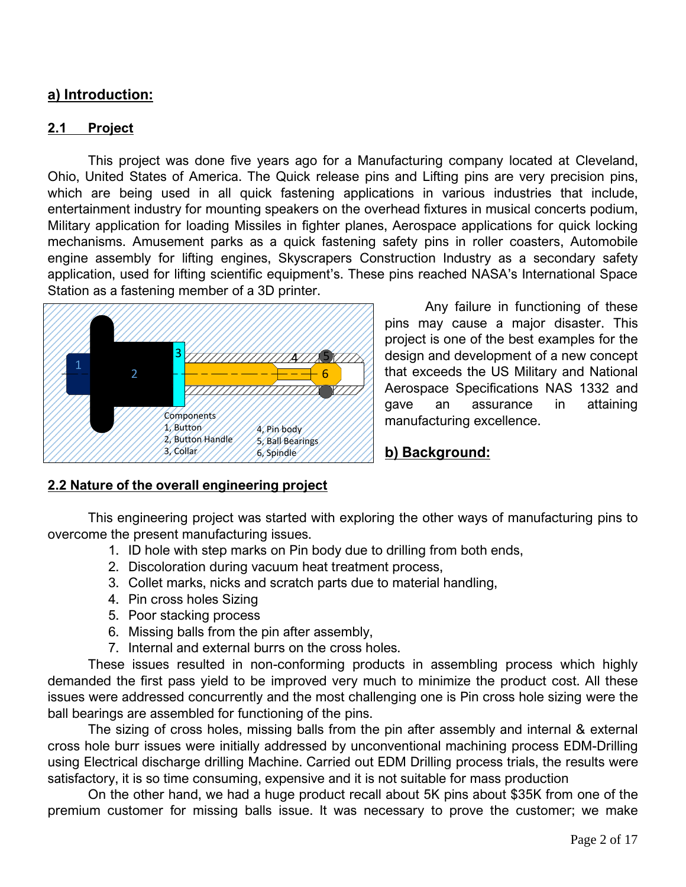## a) Introduction:

### 2.1 Project

This project was done five years ago for a Manufacturing company located at Cleveland, Ohio, United States of America. The Quick release pins and Lifting pins are very precision pins, which are being used in all quick fastening applications in various industries that include, entertainment industry for mounting speakers on the overhead fixtures in musical concerts podium, Military application for loading Missiles in fighter planes, Aerospace applications for quick locking mechanisms. Amusement parks as a quick fastening safety pins in roller coasters, Automobile engine assembly for lifting engines, Skyscrapers Construction Industry as a secondary safety application, used for lifting scientific equipment's. These pins reached NASA's International Space Station as a fastening member of a 3D printer.

Components
1, Button
2, Button Handle
3, Collar
4, Pin body
5, Ball Bearings
6, Spindle

Any failure in functioning of these pins may cause a major disaster. This project is one of the best examples for the design and development of a new concept that exceeds the US Military and National Aerospace Specifications NAS 1332 and gave an assurance in attaining manufacturing excellence.

## b) Background:

### 2.2 Nature of the overall engineering project

This engineering project was started with exploring the other ways of manufacturing pins to overcome the present manufacturing issues.

1. ID hole with step marks on Pin body due to drilling from both ends,
2. Discoloration during vacuum heat treatment process,
3. Collet marks, nicks and scratch parts due to material handling,
4. Pin cross holes Sizing
5. Poor stacking process
6. Missing balls from the pin after assembly,
7. Internal and external burrs on the cross holes.

These issues resulted in non-conforming products in assembling process which highly demanded the first pass yield to be improved very much to minimize the product cost. All these issues were addressed concurrently and the most challenging one is Pin cross hole sizing were the ball bearings are assembled for functioning of the pins.

The sizing of cross holes, missing balls from the pin after assembly and internal & external cross hole burr issues were initially addressed by unconventional machining process EDM-Drilling using Electrical discharge drilling Machine. Carried out EDM Drilling process trials, the results were satisfactory, it is so time consuming, expensive and it is not suitable for mass production

On the other hand, we had a huge product recall about 5K pins about $35K from one of the premium customer for missing balls issue. It was necessary to prove the customer; we make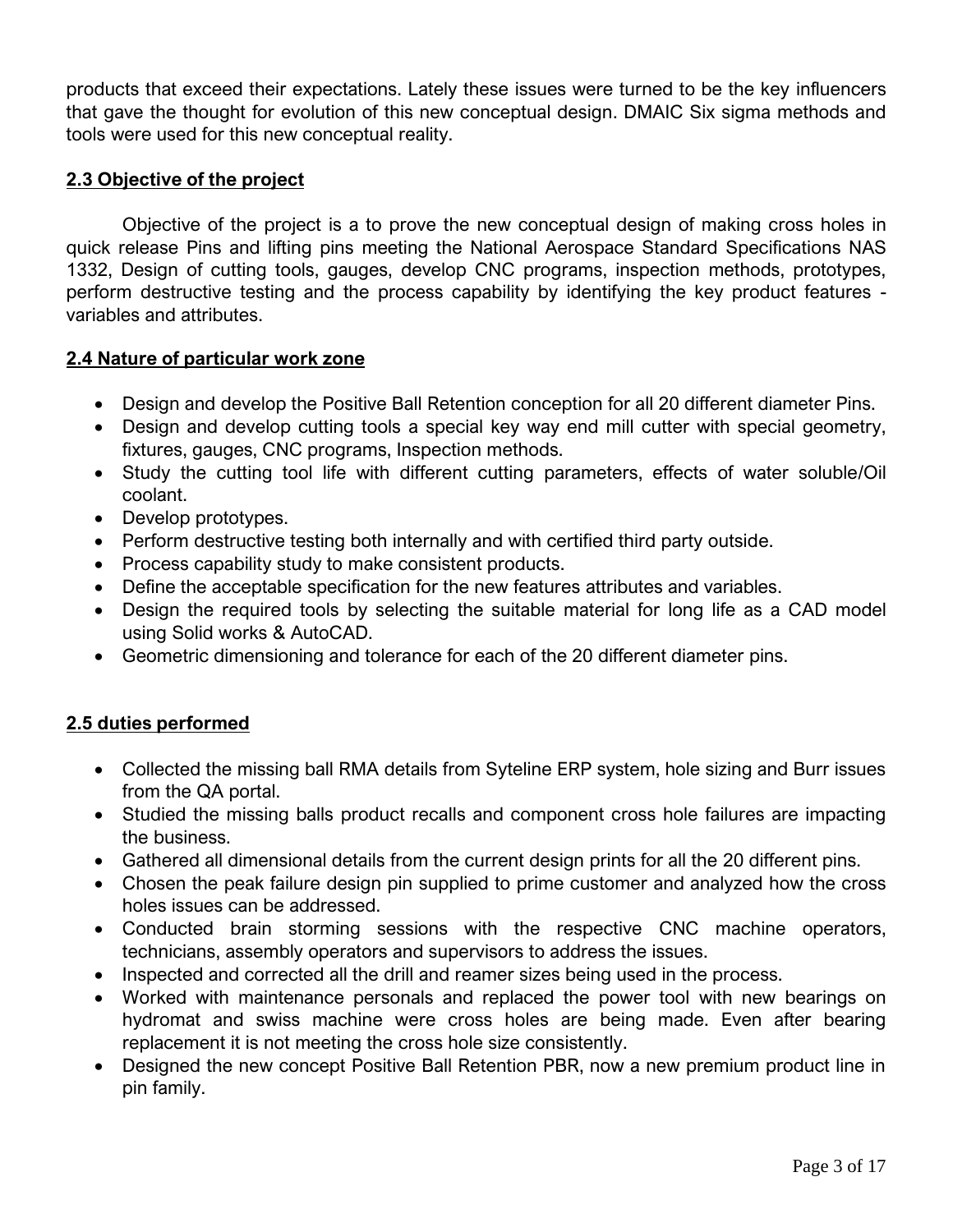products that exceed their expectations. Lately these issues were turned to be the key influencers that gave the thought for evolution of this new conceptual design. DMAIC Six sigma methods and tools were used for this new conceptual reality.

## 2.3 Objective of the project

Objective of the project is a to prove the new conceptual design of making cross holes in quick release Pins and lifting pins meeting the National Aerospace Standard Specifications NAS 1332, Design of cutting tools, gauges, develop CNC programs, inspection methods, prototypes, perform destructive testing and the process capability by identifying the key product features - variables and attributes.

## 2.4 Nature of particular work zone

- Design and develop the Positive Ball Retention conception for all 20 different diameter Pins.
- Design and develop cutting tools a special key way end mill cutter with special geometry, fixtures, gauges, CNC programs, Inspection methods.
- Study the cutting tool life with different cutting parameters, effects of water soluble/Oil coolant.
- Develop prototypes.
- Perform destructive testing both internally and with certified third party outside.
- Process capability study to make consistent products.
- Define the acceptable specification for the new features attributes and variables.
- Design the required tools by selecting the suitable material for long life as a CAD model using Solid works & AutoCAD.
- Geometric dimensioning and tolerance for each of the 20 different diameter pins.

## 2.5 duties performed

- Collected the missing ball RMA details from Syteline ERP system, hole sizing and Burr issues from the QA portal.
- Studied the missing balls product recalls and component cross hole failures are impacting the business.
- Gathered all dimensional details from the current design prints for all the 20 different pins.
- Chosen the peak failure design pin supplied to prime customer and analyzed how the cross holes issues can be addressed.
- Conducted brain storming sessions with the respective CNC machine operators, technicians, assembly operators and supervisors to address the issues.
- Inspected and corrected all the drill and reamer sizes being used in the process.
- Worked with maintenance personals and replaced the power tool with new bearings on hydromat and swiss machine were cross holes are being made. Even after bearing replacement it is not meeting the cross hole size consistently.
- Designed the new concept Positive Ball Retention PBR, now a new premium product line in pin family.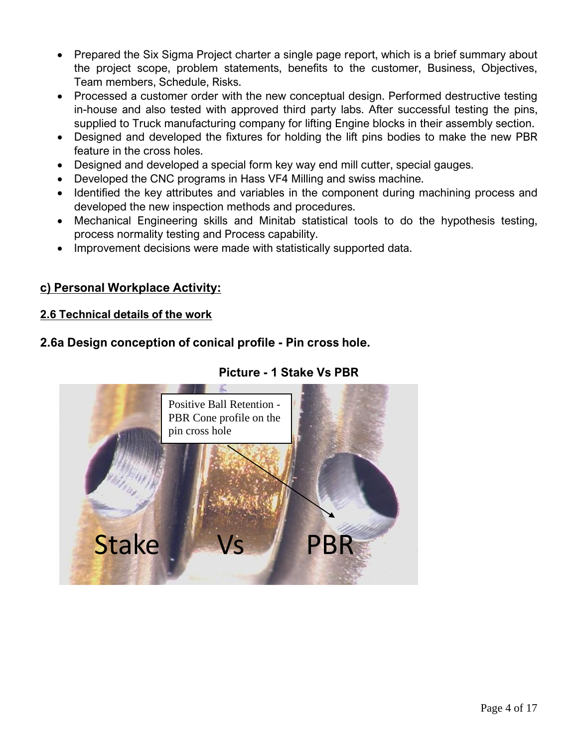- Prepared the Six Sigma Project charter a single page report, which is a brief summary about the project scope, problem statements, benefits to the customer, Business, Objectives, Team members, Schedule, Risks.
- Processed a customer order with the new conceptual design. Performed destructive testing in-house and also tested with approved third party labs. After successful testing the pins, supplied to Truck manufacturing company for lifting Engine blocks in their assembly section.
- Designed and developed the fixtures for holding the lift pins bodies to make the new PBR feature in the cross holes.
- Designed and developed a special form key way end mill cutter, special gauges.
- Developed the CNC programs in Hass VF4 Milling and swiss machine.
- Identified the key attributes and variables in the component during machining process and developed the new inspection methods and procedures.
- Mechanical Engineering skills and Minitab statistical tools to do the hypothesis testing, process normality testing and Process capability.
- Improvement decisions were made with statistically supported data.

## c) Personal Workplace Activity:

### 2.6 Technical details of the work

### 2.6a Design conception of conical profile - Pin cross hole.

**Picture - 1 Stake Vs PBR**

Positive Ball Retention - PBR Cone profile on the pin cross hole

Stake Vs PBR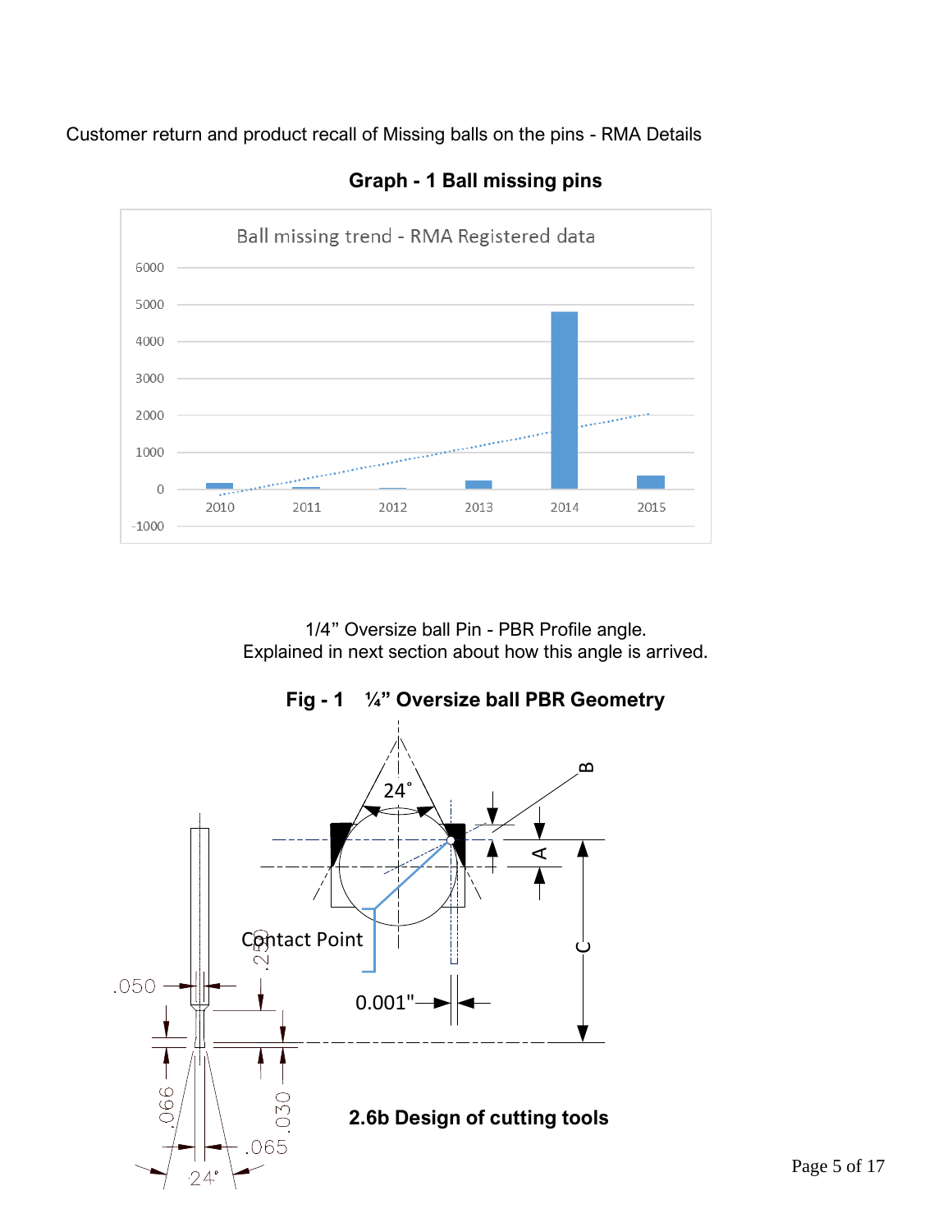Customer return and product recall of Missing balls on the pins - RMA Details

**Graph - 1 Ball missing pins**

Ball missing trend - RMA Registered data

1/4" Oversize ball Pin - PBR Profile angle.
Explained in next section about how this angle is arrived.

**Fig - 1 ¼" Oversize ball PBR Geometry**

### 2.6b Design of cutting tools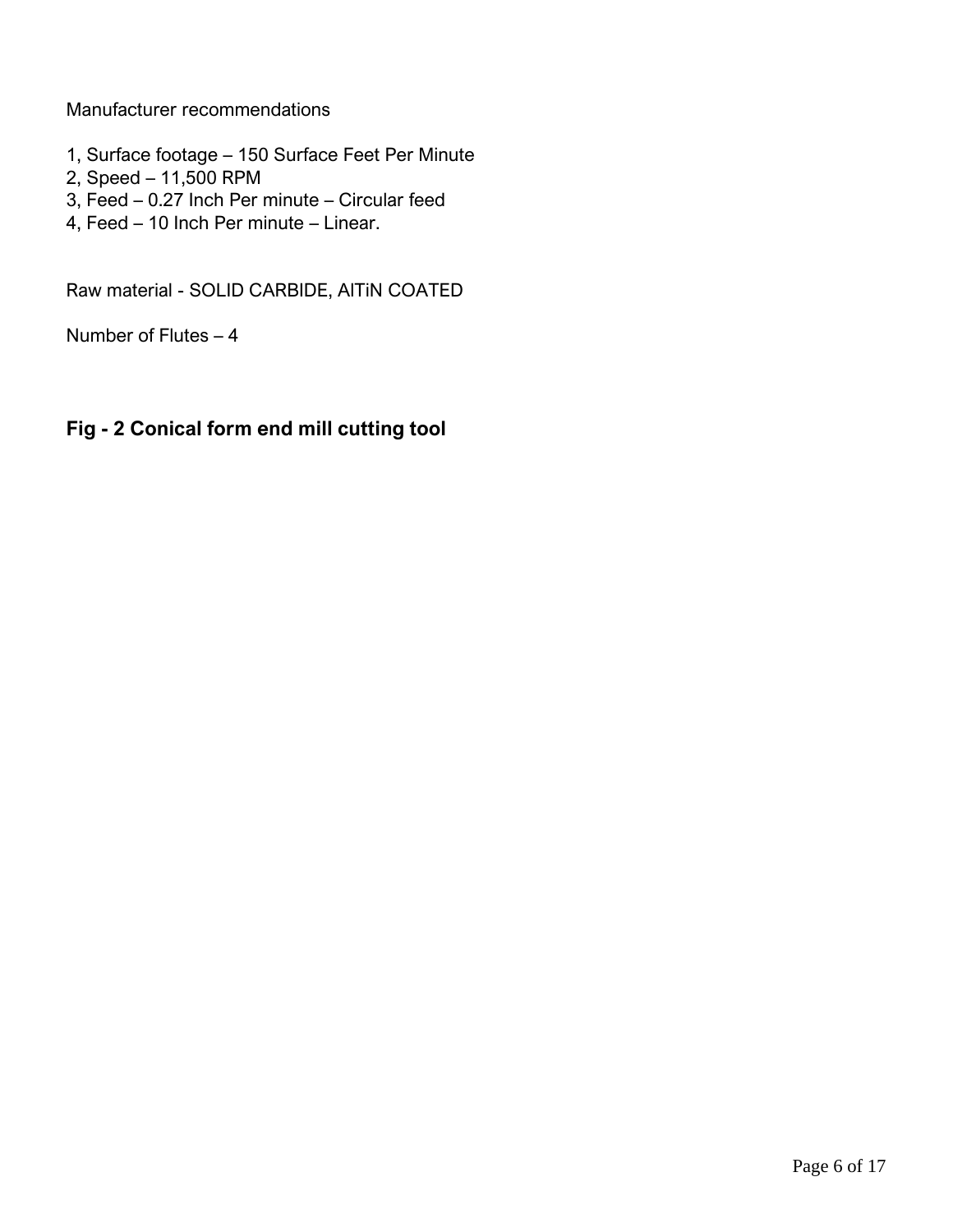Manufacturer recommendations

1, Surface footage – 150 Surface Feet Per Minute
2, Speed – 11,500 RPM
3, Feed – 0.27 Inch Per minute – Circular feed
4, Feed – 10 Inch Per minute – Linear.

Raw material - SOLID CARBIDE, AlTiN COATED

Number of Flutes – 4

**Fig - 2 Conical form end mill cutting tool**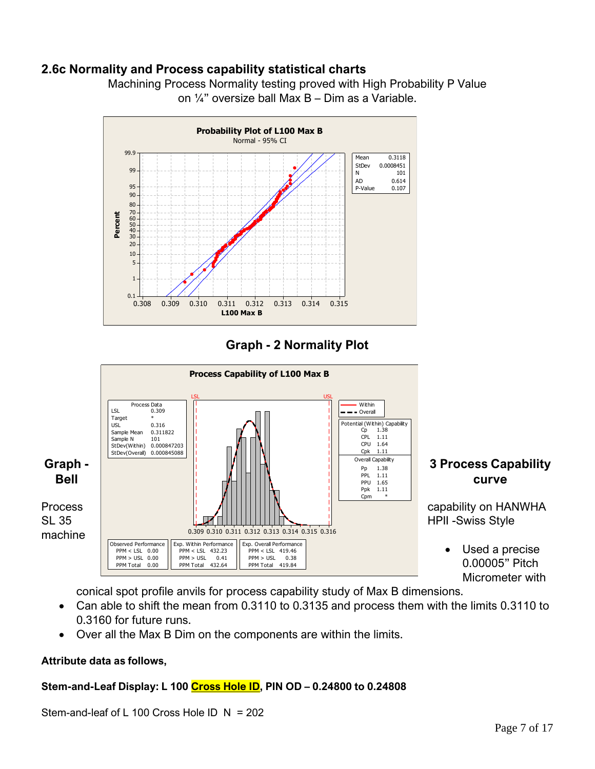## 2.6c Normality and Process capability statistical charts

Machining Process Normality testing proved with High Probability P Value on ¼” oversize ball Max B – Dim as a Variable.

**Graph - 2 Normality Plot**

**Graph - Bell** **3 Process Capability curve**

Process capability on HANWHA SL 35 HPII -Swiss Style machine

- Used a precise 0.00005” Pitch Micrometer with conical spot profile anvils for process capability study of Max B dimensions.
- Can able to shift the mean from 0.3110 to 0.3135 and process them with the limits 0.3110 to 0.3160 for future runs.
- Over all the Max B Dim on the components are within the limits.

**Attribute data as follows,**

**Stem-and-Leaf Display: L 100 Cross Hole ID, PIN OD – 0.24800 to 0.24808**

Stem-and-leaf of L 100 Cross Hole ID N = 202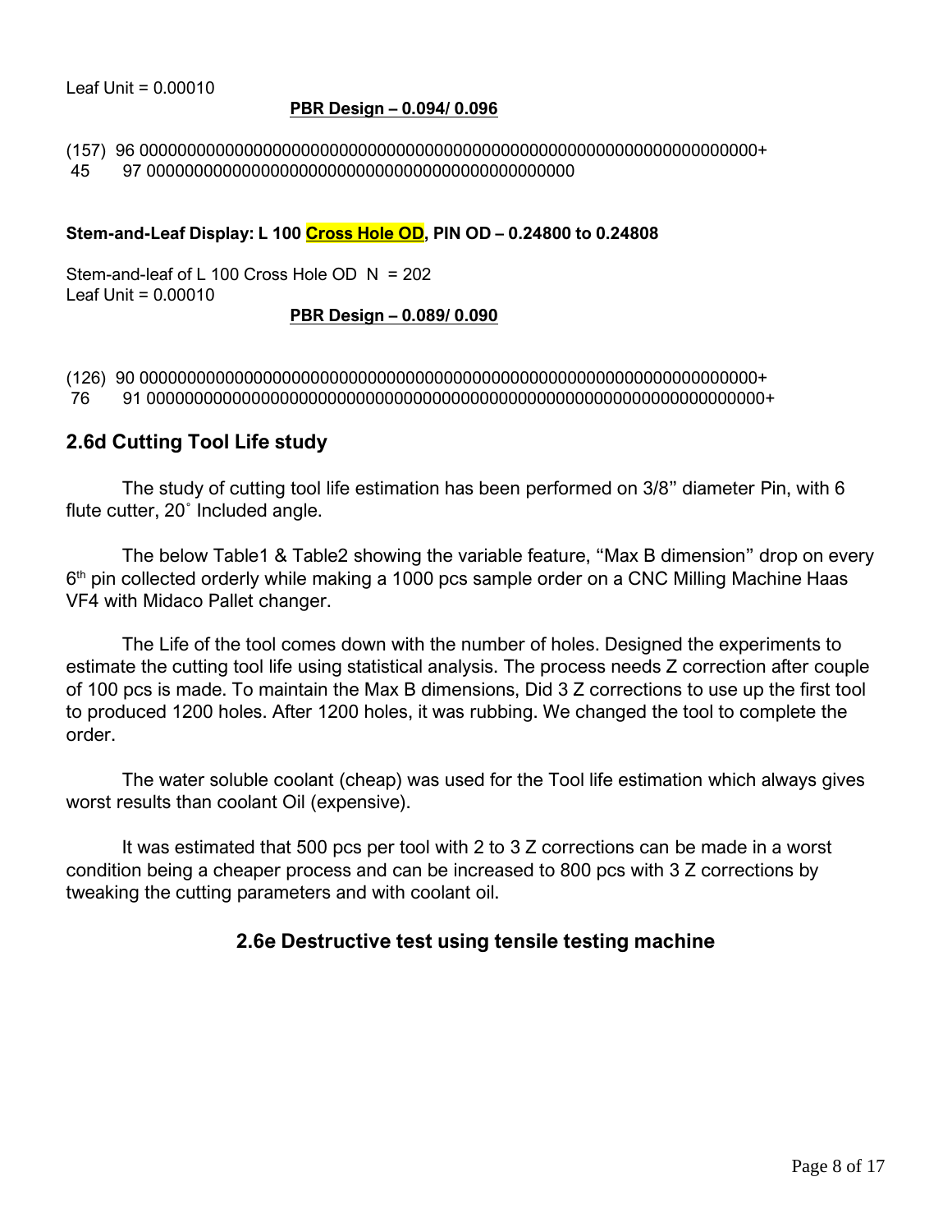Leaf Unit = 0.00010

**PBR Design – 0.094/ 0.096**

```
(157)  96 00000000000000000000000000000000000000000000000000000000000000000+
 45    97 000000000000000000000000000000000000000000000
```

**Stem-and-Leaf Display: L 100 Cross Hole OD, PIN OD – 0.24800 to 0.24808**

Stem-and-leaf of L 100 Cross Hole OD  N = 202
Leaf Unit = 0.00010

**PBR Design – 0.089/ 0.090**

```
(126)  90 00000000000000000000000000000000000000000000000000000000000000000+
 76    91 00000000000000000000000000000000000000000000000000000000000000000+
```

## 2.6d Cutting Tool Life study

The study of cutting tool life estimation has been performed on 3/8" diameter Pin, with 6 flute cutter, 20˚ Included angle.

The below Table1 & Table2 showing the variable feature, "Max B dimension" drop on every 6th pin collected orderly while making a 1000 pcs sample order on a CNC Milling Machine Haas VF4 with Midaco Pallet changer.

The Life of the tool comes down with the number of holes. Designed the experiments to estimate the cutting tool life using statistical analysis. The process needs Z correction after couple of 100 pcs is made. To maintain the Max B dimensions, Did 3 Z corrections to use up the first tool to produced 1200 holes. After 1200 holes, it was rubbing. We changed the tool to complete the order.

The water soluble coolant (cheap) was used for the Tool life estimation which always gives worst results than coolant Oil (expensive).

It was estimated that 500 pcs per tool with 2 to 3 Z corrections can be made in a worst condition being a cheaper process and can be increased to 800 pcs with 3 Z corrections by tweaking the cutting parameters and with coolant oil.

## 2.6e Destructive test using tensile testing machine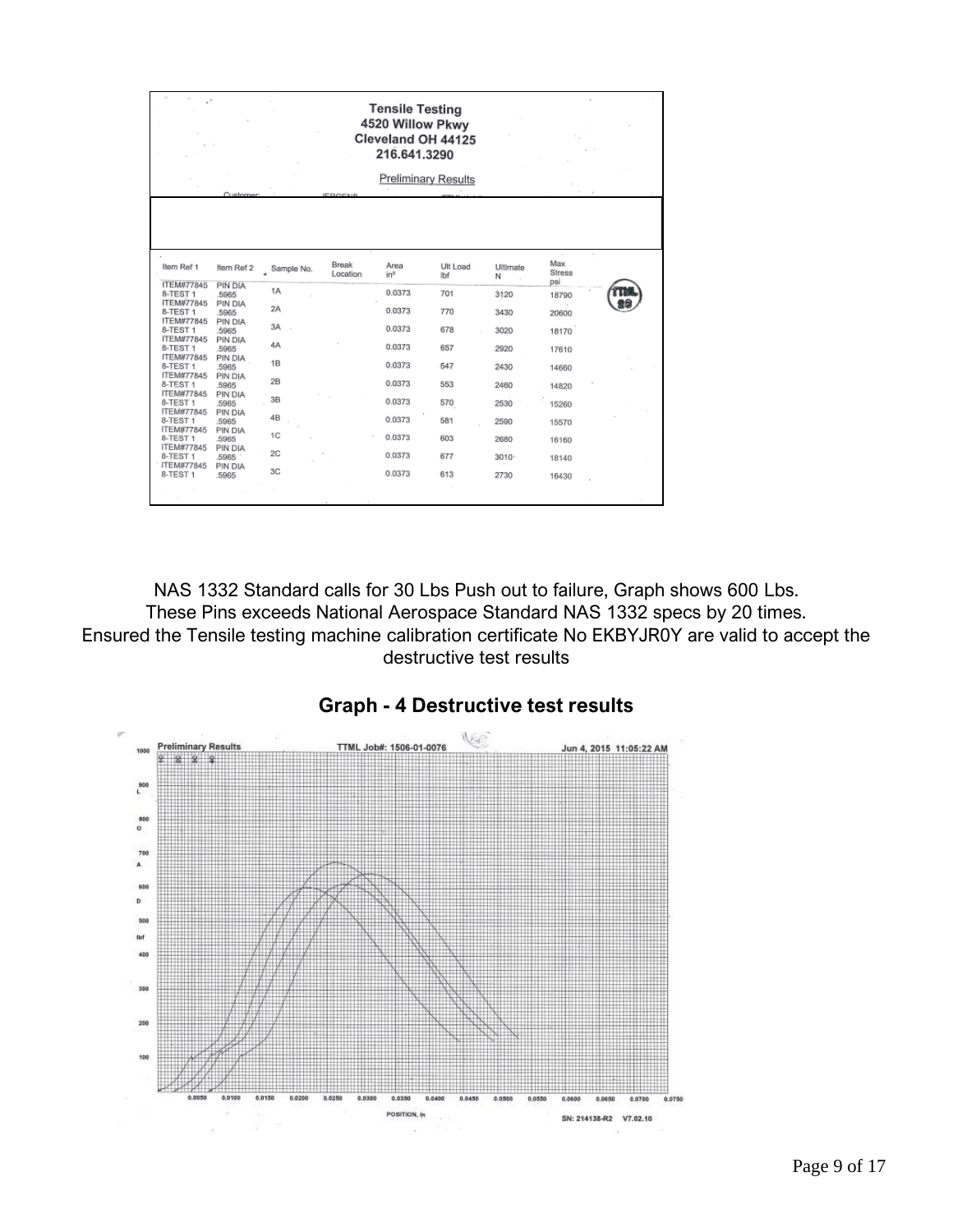**Tensile Testing**
**4520 Willow Pkwy**
**Cleveland OH 44125**
**216.641.3290**

Preliminary Results

| Item Ref 1 | Item Ref 2 | Sample No. | Break Location | Area in² | Ult Load lbf | Ultimate N | Max Stress psi |
|---|---|---|---|---|---|---|---|
| ITEM#77845 8-TEST 1 | PIN DIA .5965 | 1A | | 0.0373 | 701 | 3120 | 18790 |
| ITEM#77845 8-TEST 1 | PIN DIA .5965 | 2A | | 0.0373 | 770 | 3430 | 20600 |
| ITEM#77845 8-TEST 1 | PIN DIA .5965 | 3A | | 0.0373 | 678 | 3020 | 18170 |
| ITEM#77845 8-TEST 1 | PIN DIA .5965 | 4A | | 0.0373 | 657 | 2920 | 17610 |
| ITEM#77845 8-TEST 1 | PIN DIA .5965 | 1B | | 0.0373 | 547 | 2430 | 14660 |
| ITEM#77845 8-TEST 1 | PIN DIA .5965 | 2B | | 0.0373 | 553 | 2460 | 14820 |
| ITEM#77845 8-TEST 1 | PIN DIA .5965 | 3B | | 0.0373 | 570 | 2530 | 15260 |
| ITEM#77845 8-TEST 1 | PIN DIA .5965 | 4B | | 0.0373 | 581 | 2590 | 15570 |
| ITEM#77845 8-TEST 1 | PIN DIA .5965 | 1C | | 0.0373 | 603 | 2680 | 16160 |
| ITEM#77845 8-TEST 1 | PIN DIA .5965 | 2C | | 0.0373 | 677 | 3010 | 18140 |
| ITEM#77845 8-TEST 1 | PIN DIA .5965 | 3C | | 0.0373 | 613 | 2730 | 16430 |

NAS 1332 Standard calls for 30 Lbs Push out to failure, Graph shows 600 Lbs.
These Pins exceeds National Aerospace Standard NAS 1332 specs by 20 times.
Ensured the Tensile testing machine calibration certificate No EKBYJR0Y are valid to accept the destructive test results

## Graph - 4 Destructive test results

Preliminary Results TTML Job#: 1506-01-0076 Jun 4, 2015 11:05:22 AM

LOAD lbf

POSITION, in

SN: 214138-R2 V7.02.10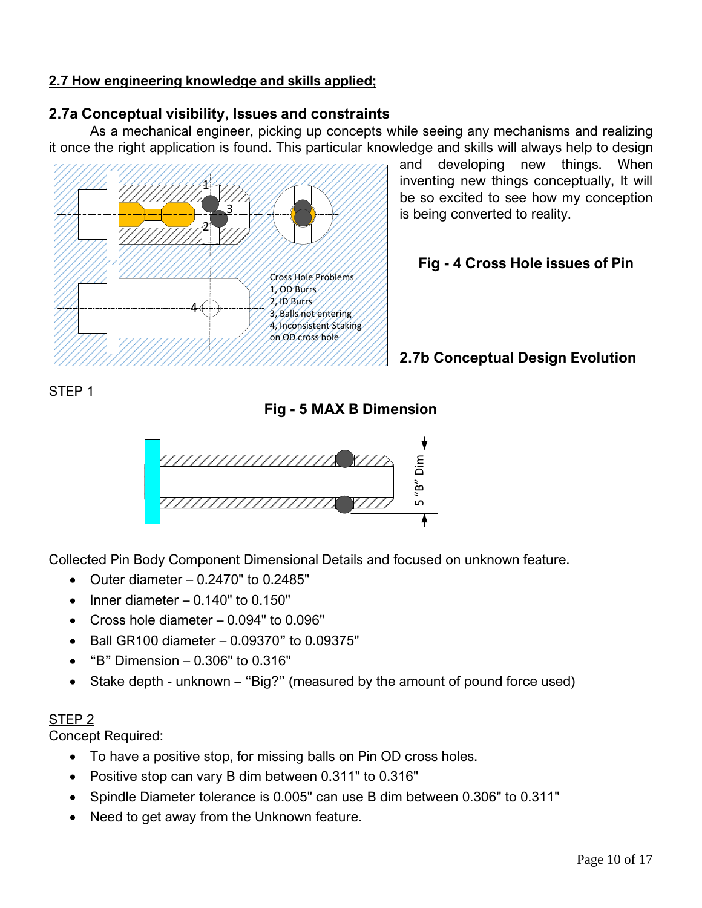## 2.7 How engineering knowledge and skills applied;

### 2.7a Conceptual visibility, Issues and constraints

As a mechanical engineer, picking up concepts while seeing any mechanisms and realizing it once the right application is found. This particular knowledge and skills will always help to design and developing new things. When inventing new things conceptually, It will be so excited to see how my conception is being converted to reality.

Cross Hole Problems
1, OD Burrs
2, ID Burrs
3, Balls not entering
4, Inconsistent Staking on OD cross hole

**Fig - 4 Cross Hole issues of Pin**

### 2.7b Conceptual Design Evolution

STEP 1

**Fig - 5 MAX B Dimension**

5 "B" Dim

Collected Pin Body Component Dimensional Details and focused on unknown feature.

- Outer diameter – 0.2470" to 0.2485"
- Inner diameter – 0.140" to 0.150"
- Cross hole diameter – 0.094" to 0.096"
- Ball GR100 diameter – 0.09370" to 0.09375"
- "B" Dimension – 0.306" to 0.316"
- Stake depth - unknown – "Big?" (measured by the amount of pound force used)

STEP 2

Concept Required:

- To have a positive stop, for missing balls on Pin OD cross holes.
- Positive stop can vary B dim between 0.311" to 0.316"
- Spindle Diameter tolerance is 0.005" can use B dim between 0.306" to 0.311"
- Need to get away from the Unknown feature.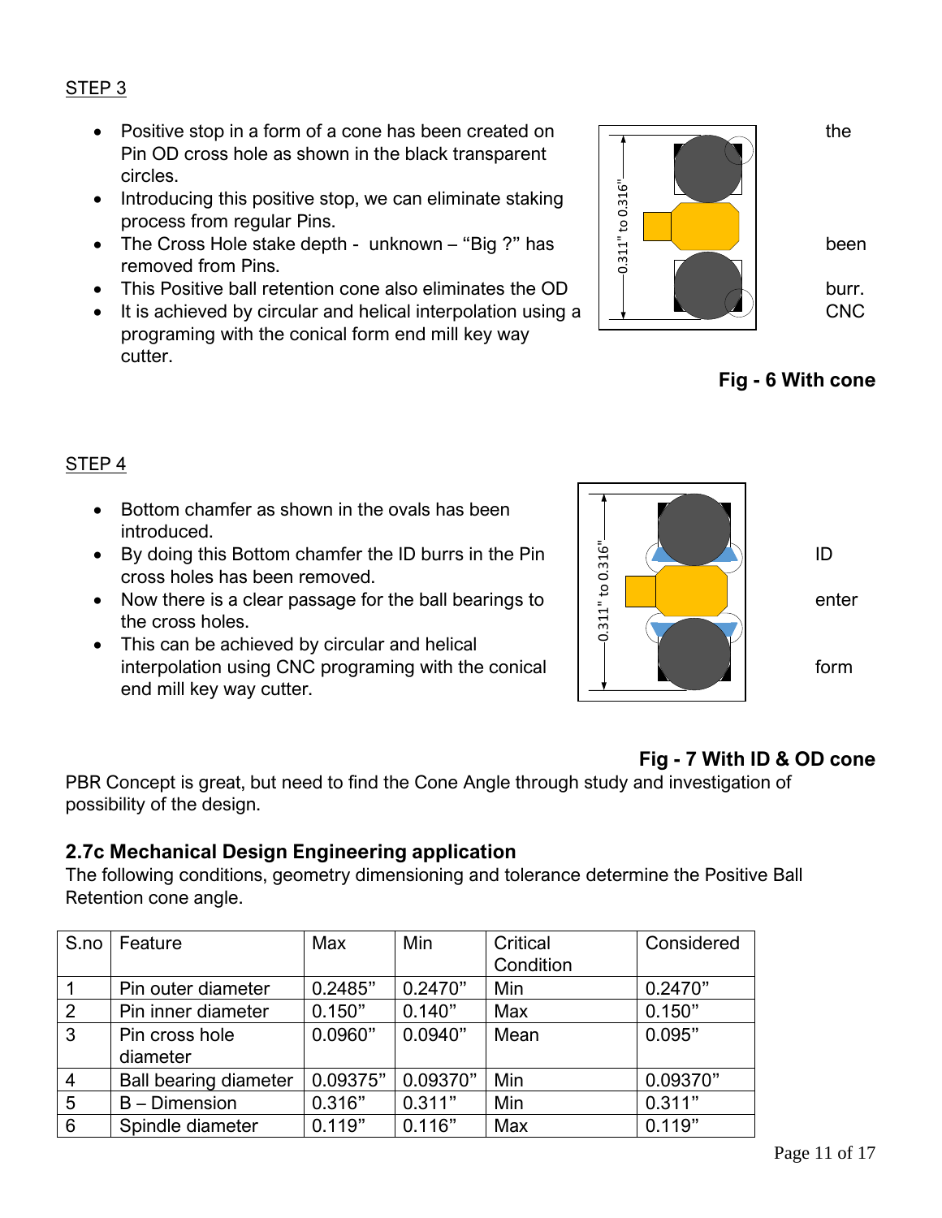STEP 3

- Positive stop in a form of a cone has been created on the Pin OD cross hole as shown in the black transparent circles.
- Introducing this positive stop, we can eliminate staking process from regular Pins.
- The Cross Hole stake depth - unknown – "Big ?" has been removed from Pins.
- This Positive ball retention cone also eliminates the OD burr.
- It is achieved by circular and helical interpolation using a CNC programing with the conical form end mill key way cutter.

**Fig - 6 With cone**

STEP 4

- Bottom chamfer as shown in the ovals has been introduced.
- By doing this Bottom chamfer the ID burrs in the Pin ID cross holes has been removed.
- Now there is a clear passage for the ball bearings to enter the cross holes.
- This can be achieved by circular and helical interpolation using CNC programing with the conical form end mill key way cutter.

**Fig - 7 With ID & OD cone**

PBR Concept is great, but need to find the Cone Angle through study and investigation of possibility of the design.

### 2.7c Mechanical Design Engineering application

The following conditions, geometry dimensioning and tolerance determine the Positive Ball Retention cone angle.

| S.no | Feature | Max | Min | Critical Condition | Considered |
|---|---|---|---|---|---|
| 1 | Pin outer diameter | 0.2485" | 0.2470" | Min | 0.2470" |
| 2 | Pin inner diameter | 0.150" | 0.140" | Max | 0.150" |
| 3 | Pin cross hole diameter | 0.0960" | 0.0940" | Mean | 0.095" |
| 4 | Ball bearing diameter | 0.09375" | 0.09370" | Min | 0.09370" |
| 5 | B – Dimension | 0.316" | 0.311" | Min | 0.311" |
| 6 | Spindle diameter | 0.119" | 0.116" | Max | 0.119" |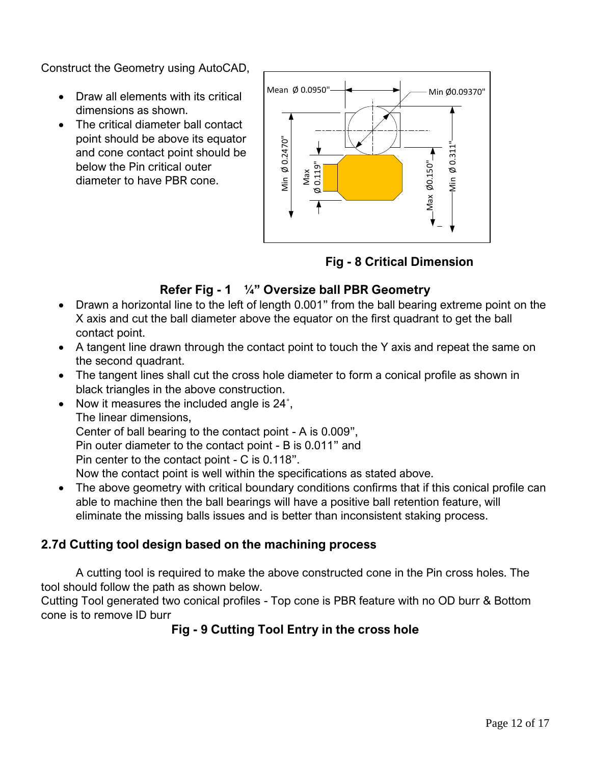Construct the Geometry using AutoCAD,

- Draw all elements with its critical dimensions as shown.
- The critical diameter ball contact point should be above its equator and cone contact point should be below the Pin critical outer diameter to have PBR cone.

**Fig - 8 Critical Dimension**

### Refer Fig - 1 ¼" Oversize ball PBR Geometry

- Drawn a horizontal line to the left of length 0.001" from the ball bearing extreme point on the X axis and cut the ball diameter above the equator on the first quadrant to get the ball contact point.
- A tangent line drawn through the contact point to touch the Y axis and repeat the same on the second quadrant.
- The tangent lines shall cut the cross hole diameter to form a conical profile as shown in black triangles in the above construction.
- Now it measures the included angle is 24˚,  
  The linear dimensions,  
  Center of ball bearing to the contact point - A is 0.009",  
  Pin outer diameter to the contact point - B is 0.011" and  
  Pin center to the contact point - C is 0.118".  
  Now the contact point is well within the specifications as stated above.
- The above geometry with critical boundary conditions confirms that if this conical profile can able to machine then the ball bearings will have a positive ball retention feature, will eliminate the missing balls issues and is better than inconsistent staking process.

### 2.7d Cutting tool design based on the machining process

A cutting tool is required to make the above constructed cone in the Pin cross holes. The tool should follow the path as shown below.

Cutting Tool generated two conical profiles - Top cone is PBR feature with no OD burr & Bottom cone is to remove ID burr

**Fig - 9 Cutting Tool Entry in the cross hole**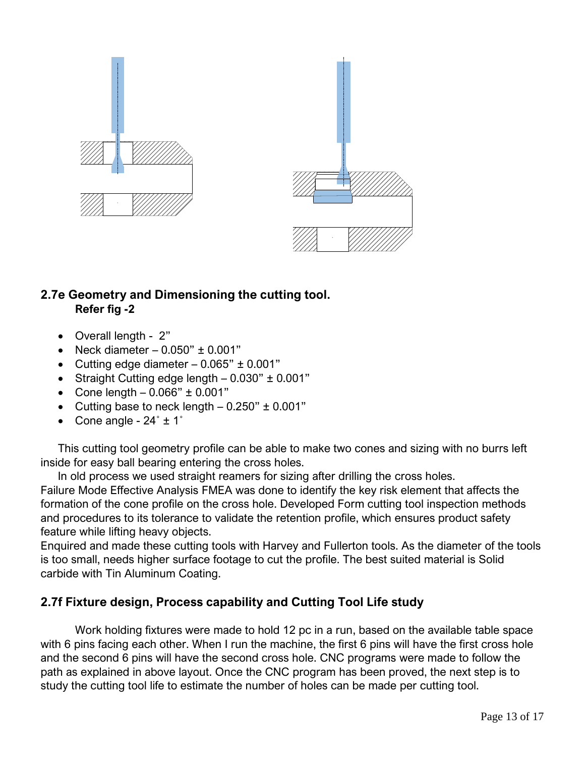## 2.7e Geometry and Dimensioning the cutting tool.

**Refer fig -2**

- Overall length - 2”
- Neck diameter – 0.050” ± 0.001”
- Cutting edge diameter – 0.065” ± 0.001”
- Straight Cutting edge length – 0.030” ± 0.001”
- Cone length – 0.066” ± 0.001”
- Cutting base to neck length – 0.250” ± 0.001”
- Cone angle - 24˚ ± 1˚

This cutting tool geometry profile can be able to make two cones and sizing with no burrs left inside for easy ball bearing entering the cross holes.

In old process we used straight reamers for sizing after drilling the cross holes.
Failure Mode Effective Analysis FMEA was done to identify the key risk element that affects the formation of the cone profile on the cross hole. Developed Form cutting tool inspection methods and procedures to its tolerance to validate the retention profile, which ensures product safety feature while lifting heavy objects.
Enquired and made these cutting tools with Harvey and Fullerton tools. As the diameter of the tools is too small, needs higher surface footage to cut the profile. The best suited material is Solid carbide with Tin Aluminum Coating.

## 2.7f Fixture design, Process capability and Cutting Tool Life study

Work holding fixtures were made to hold 12 pc in a run, based on the available table space with 6 pins facing each other. When I run the machine, the first 6 pins will have the first cross hole and the second 6 pins will have the second cross hole. CNC programs were made to follow the path as explained in above layout. Once the CNC program has been proved, the next step is to study the cutting tool life to estimate the number of holes can be made per cutting tool.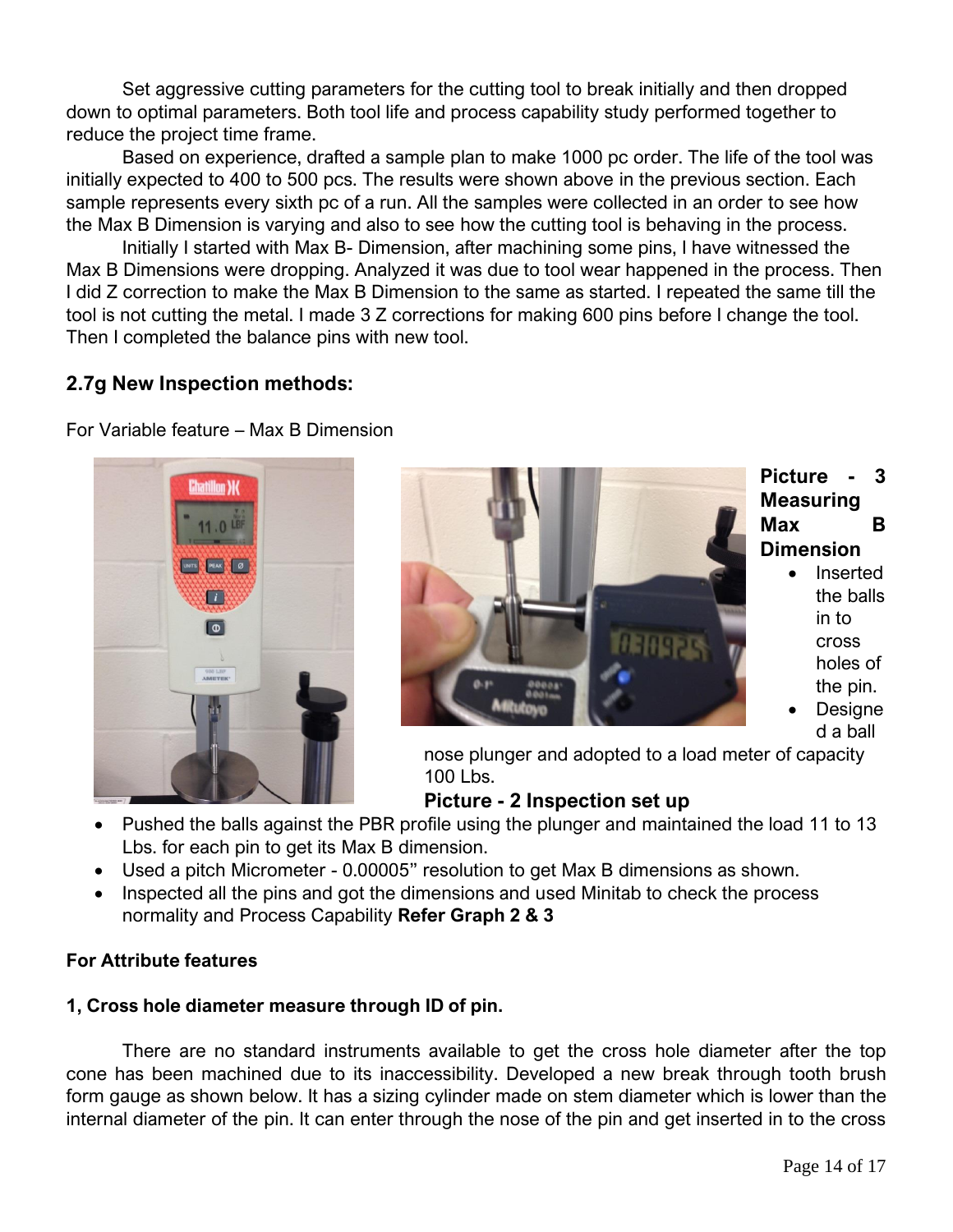Set aggressive cutting parameters for the cutting tool to break initially and then dropped down to optimal parameters. Both tool life and process capability study performed together to reduce the project time frame.

Based on experience, drafted a sample plan to make 1000 pc order. The life of the tool was initially expected to 400 to 500 pcs. The results were shown above in the previous section. Each sample represents every sixth pc of a run. All the samples were collected in an order to see how the Max B Dimension is varying and also to see how the cutting tool is behaving in the process.

Initially I started with Max B- Dimension, after machining some pins, I have witnessed the Max B Dimensions were dropping. Analyzed it was due to tool wear happened in the process. Then I did Z correction to make the Max B Dimension to the same as started. I repeated the same till the tool is not cutting the metal. I made 3 Z corrections for making 600 pins before I change the tool. Then I completed the balance pins with new tool.

## 2.7g New Inspection methods:

For Variable feature – Max B Dimension

**Picture - 3 Measuring Max B Dimension**

- Inserted the balls in to cross holes of the pin.
- Designed a ball nose plunger and adopted to a load meter of capacity 100 Lbs.

**Picture - 2 Inspection set up**

- Pushed the balls against the PBR profile using the plunger and maintained the load 11 to 13 Lbs. for each pin to get its Max B dimension.
- Used a pitch Micrometer - 0.00005" resolution to get Max B dimensions as shown.
- Inspected all the pins and got the dimensions and used Minitab to check the process normality and Process Capability **Refer Graph 2 & 3**

**For Attribute features**

**1, Cross hole diameter measure through ID of pin.**

There are no standard instruments available to get the cross hole diameter after the top cone has been machined due to its inaccessibility. Developed a new break through tooth brush form gauge as shown below. It has a sizing cylinder made on stem diameter which is lower than the internal diameter of the pin. It can enter through the nose of the pin and get inserted in to the cross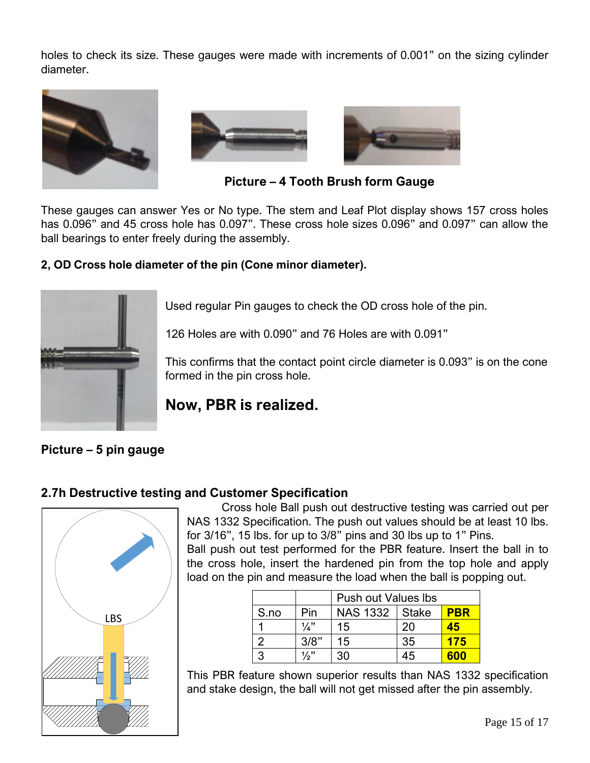holes to check its size. These gauges were made with increments of 0.001” on the sizing cylinder diameter.

**Picture – 4 Tooth Brush form Gauge**

These gauges can answer Yes or No type. The stem and Leaf Plot display shows 157 cross holes has 0.096” and 45 cross hole has 0.097”. These cross hole sizes 0.096” and 0.097” can allow the ball bearings to enter freely during the assembly.

**2, OD Cross hole diameter of the pin (Cone minor diameter).**

Used regular Pin gauges to check the OD cross hole of the pin.

126 Holes are with 0.090” and 76 Holes are with 0.091”

This confirms that the contact point circle diameter is 0.093” is on the cone formed in the pin cross hole.

**Now, PBR is realized.**

**Picture – 5 pin gauge**

### 2.7h Destructive testing and Customer Specification

Cross hole Ball push out destructive testing was carried out per NAS 1332 Specification. The push out values should be at least 10 lbs. for 3/16”, 15 lbs. for up to 3/8” pins and 30 lbs up to 1” Pins.

Ball push out test performed for the PBR feature. Insert the ball in to the cross hole, insert the hardened pin from the top hole and apply load on the pin and measure the load when the ball is popping out.

| | | Push out Values lbs | | |
|---|---|---|---|---|
| S.no | Pin | NAS 1332 | Stake | **PBR** |
| 1 | ¼” | 15 | 20 | **45** |
| 2 | 3/8” | 15 | 35 | **175** |
| 3 | ½” | 30 | 45 | **600** |

This PBR feature shown superior results than NAS 1332 specification and stake design, the ball will not get missed after the pin assembly.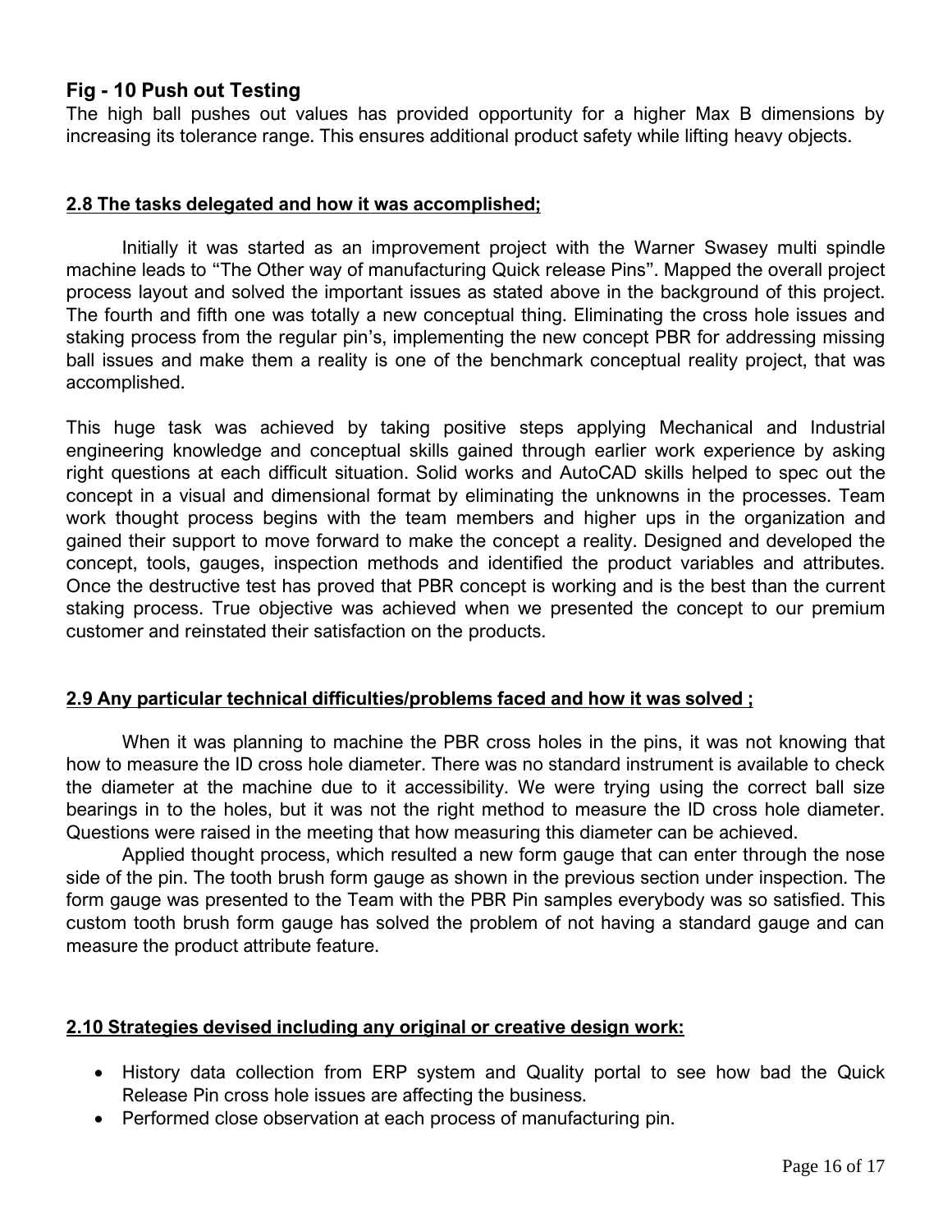**Fig - 10 Push out Testing**

The high ball pushes out values has provided opportunity for a higher Max B dimensions by increasing its tolerance range. This ensures additional product safety while lifting heavy objects.

## 2.8 The tasks delegated and how it was accomplished;

Initially it was started as an improvement project with the Warner Swasey multi spindle machine leads to "The Other way of manufacturing Quick release Pins". Mapped the overall project process layout and solved the important issues as stated above in the background of this project. The fourth and fifth one was totally a new conceptual thing. Eliminating the cross hole issues and staking process from the regular pin's, implementing the new concept PBR for addressing missing ball issues and make them a reality is one of the benchmark conceptual reality project, that was accomplished.

This huge task was achieved by taking positive steps applying Mechanical and Industrial engineering knowledge and conceptual skills gained through earlier work experience by asking right questions at each difficult situation. Solid works and AutoCAD skills helped to spec out the concept in a visual and dimensional format by eliminating the unknowns in the processes. Team work thought process begins with the team members and higher ups in the organization and gained their support to move forward to make the concept a reality. Designed and developed the concept, tools, gauges, inspection methods and identified the product variables and attributes. Once the destructive test has proved that PBR concept is working and is the best than the current staking process. True objective was achieved when we presented the concept to our premium customer and reinstated their satisfaction on the products.

## 2.9 Any particular technical difficulties/problems faced and how it was solved ;

When it was planning to machine the PBR cross holes in the pins, it was not knowing that how to measure the ID cross hole diameter. There was no standard instrument is available to check the diameter at the machine due to it accessibility. We were trying using the correct ball size bearings in to the holes, but it was not the right method to measure the ID cross hole diameter. Questions were raised in the meeting that how measuring this diameter can be achieved.

Applied thought process, which resulted a new form gauge that can enter through the nose side of the pin. The tooth brush form gauge as shown in the previous section under inspection. The form gauge was presented to the Team with the PBR Pin samples everybody was so satisfied. This custom tooth brush form gauge has solved the problem of not having a standard gauge and can measure the product attribute feature.

## 2.10 Strategies devised including any original or creative design work:

- History data collection from ERP system and Quality portal to see how bad the Quick Release Pin cross hole issues are affecting the business.
- Performed close observation at each process of manufacturing pin.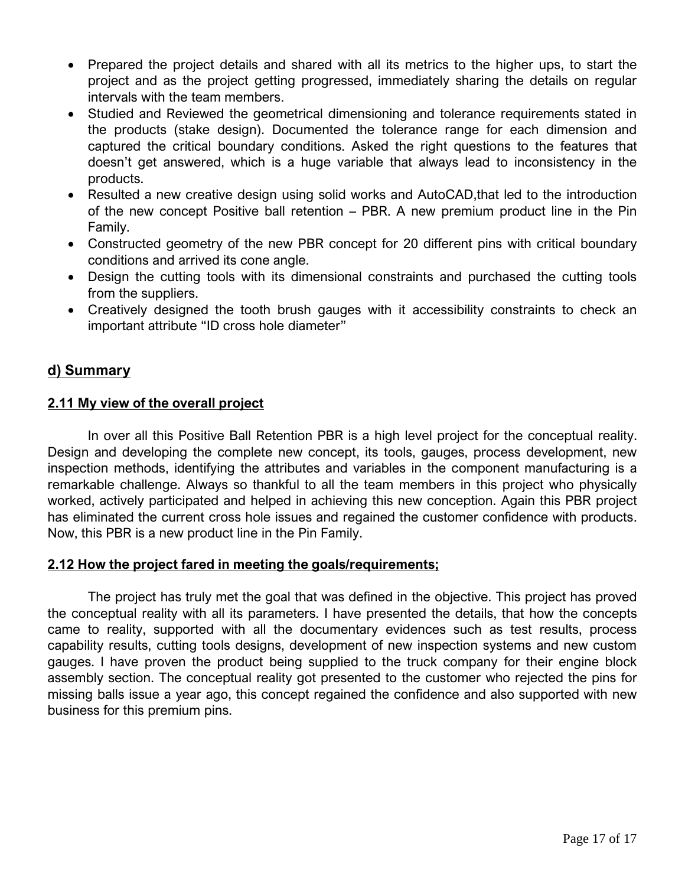- Prepared the project details and shared with all its metrics to the higher ups, to start the project and as the project getting progressed, immediately sharing the details on regular intervals with the team members.
- Studied and Reviewed the geometrical dimensioning and tolerance requirements stated in the products (stake design). Documented the tolerance range for each dimension and captured the critical boundary conditions. Asked the right questions to the features that doesn't get answered, which is a huge variable that always lead to inconsistency in the products.
- Resulted a new creative design using solid works and AutoCAD,that led to the introduction of the new concept Positive ball retention – PBR. A new premium product line in the Pin Family.
- Constructed geometry of the new PBR concept for 20 different pins with critical boundary conditions and arrived its cone angle.
- Design the cutting tools with its dimensional constraints and purchased the cutting tools from the suppliers.
- Creatively designed the tooth brush gauges with it accessibility constraints to check an important attribute "ID cross hole diameter"

## d) Summary

### 2.11 My view of the overall project

In over all this Positive Ball Retention PBR is a high level project for the conceptual reality. Design and developing the complete new concept, its tools, gauges, process development, new inspection methods, identifying the attributes and variables in the component manufacturing is a remarkable challenge. Always so thankful to all the team members in this project who physically worked, actively participated and helped in achieving this new conception. Again this PBR project has eliminated the current cross hole issues and regained the customer confidence with products. Now, this PBR is a new product line in the Pin Family.

### 2.12 How the project fared in meeting the goals/requirements;

The project has truly met the goal that was defined in the objective. This project has proved the conceptual reality with all its parameters. I have presented the details, that how the concepts came to reality, supported with all the documentary evidences such as test results, process capability results, cutting tools designs, development of new inspection systems and new custom gauges. I have proven the product being supplied to the truck company for their engine block assembly section. The conceptual reality got presented to the customer who rejected the pins for missing balls issue a year ago, this concept regained the confidence and also supported with new business for this premium pins.